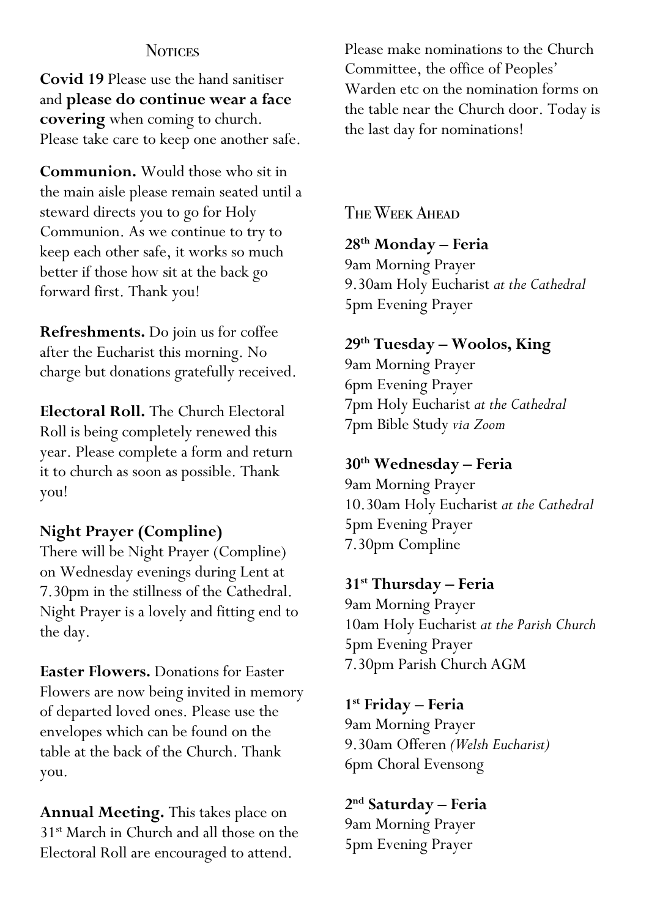## Notices

**Covid 19** Please use the hand sanitiser and **please do continue wear a face covering** when coming to church. Please take care to keep one another safe.

**Communion.** Would those who sit in the main aisle please remain seated until a steward directs you to go for Holy Communion. As we continue to try to keep each other safe, it works so much better if those how sit at the back go forward first. Thank you!

**Refreshments.** Do join us for coffee after the Eucharist this morning. No charge but donations gratefully received.

**Electoral Roll.** The Church Electoral Roll is being completely renewed this year. Please complete a form and return it to church as soon as possible. Thank you!

**Night Prayer (Compline)**
There will be Night Prayer (Compline) on Wednesday evenings during Lent at 7.30pm in the stillness of the Cathedral. Night Prayer is a lovely and fitting end to the day.

**Easter Flowers.** Donations for Easter Flowers are now being invited in memory of departed loved ones. Please use the envelopes which can be found on the table at the back of the Church. Thank you.

**Annual Meeting.** This takes place on 31st March in Church and all those on the Electoral Roll are encouraged to attend. Please make nominations to the Church Committee, the office of Peoples' Warden etc on the nomination forms on the table near the Church door. Today is the last day for nominations!

## The Week Ahead

**28th Monday – Feria**
9am Morning Prayer
9.30am Holy Eucharist *at the Cathedral*
5pm Evening Prayer

**29th Tuesday – Woolos, King**
9am Morning Prayer
6pm Evening Prayer
7pm Holy Eucharist *at the Cathedral*
7pm Bible Study *via Zoom*

**30th Wednesday – Feria**
9am Morning Prayer
10.30am Holy Eucharist *at the Cathedral*
5pm Evening Prayer
7.30pm Compline

**31st Thursday – Feria**
9am Morning Prayer
10am Holy Eucharist *at the Parish Church*
5pm Evening Prayer
7.30pm Parish Church AGM

**1st Friday – Feria**
9am Morning Prayer
9.30am Offeren *(Welsh Eucharist)*
6pm Choral Evensong

**2nd Saturday – Feria**
9am Morning Prayer
5pm Evening Prayer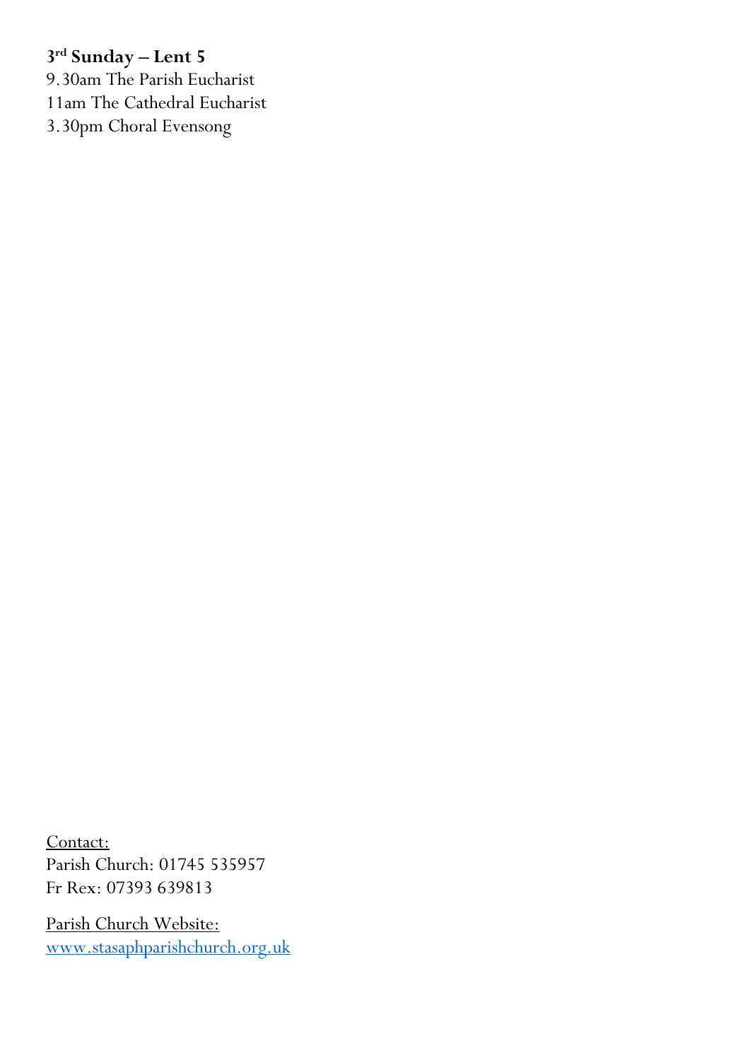**3rd Sunday – Lent 5**

9.30am The Parish Eucharist
11am The Cathedral Eucharist
3.30pm Choral Evensong

Contact:
Parish Church: 01745 535957
Fr Rex: 07393 639813

Parish Church Website:
www.stasaphparishchurch.org.uk